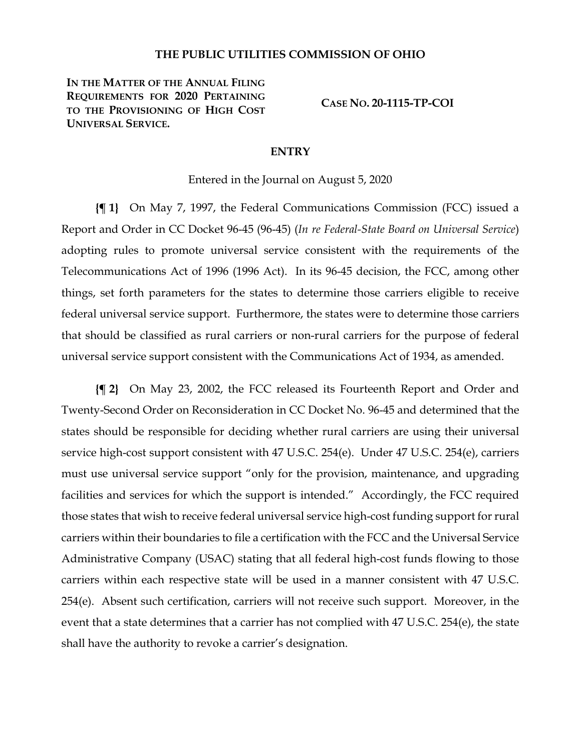**THE PUBLIC UTILITIES COMMISSION OF OHIO**

**IN THE MATTER OF THE ANNUAL FILING REQUIREMENTS FOR 2020 PERTAINING TO THE PROVISIONING OF HIGH COST UNIVERSAL SERVICE.**

**CASE NO. 20-1115-TP-COI**

## ENTRY

Entered in the Journal on August 5, 2020

**{¶ 1}** On May 7, 1997, the Federal Communications Commission (FCC) issued a Report and Order in CC Docket 96-45 (96-45) (*In re Federal-State Board on Universal Service*) adopting rules to promote universal service consistent with the requirements of the Telecommunications Act of 1996 (1996 Act). In its 96-45 decision, the FCC, among other things, set forth parameters for the states to determine those carriers eligible to receive federal universal service support. Furthermore, the states were to determine those carriers that should be classified as rural carriers or non-rural carriers for the purpose of federal universal service support consistent with the Communications Act of 1934, as amended.

**{¶ 2}** On May 23, 2002, the FCC released its Fourteenth Report and Order and Twenty-Second Order on Reconsideration in CC Docket No. 96-45 and determined that the states should be responsible for deciding whether rural carriers are using their universal service high-cost support consistent with 47 U.S.C. 254(e). Under 47 U.S.C. 254(e), carriers must use universal service support "only for the provision, maintenance, and upgrading facilities and services for which the support is intended." Accordingly, the FCC required those states that wish to receive federal universal service high-cost funding support for rural carriers within their boundaries to file a certification with the FCC and the Universal Service Administrative Company (USAC) stating that all federal high-cost funds flowing to those carriers within each respective state will be used in a manner consistent with 47 U.S.C. 254(e). Absent such certification, carriers will not receive such support. Moreover, in the event that a state determines that a carrier has not complied with 47 U.S.C. 254(e), the state shall have the authority to revoke a carrier's designation.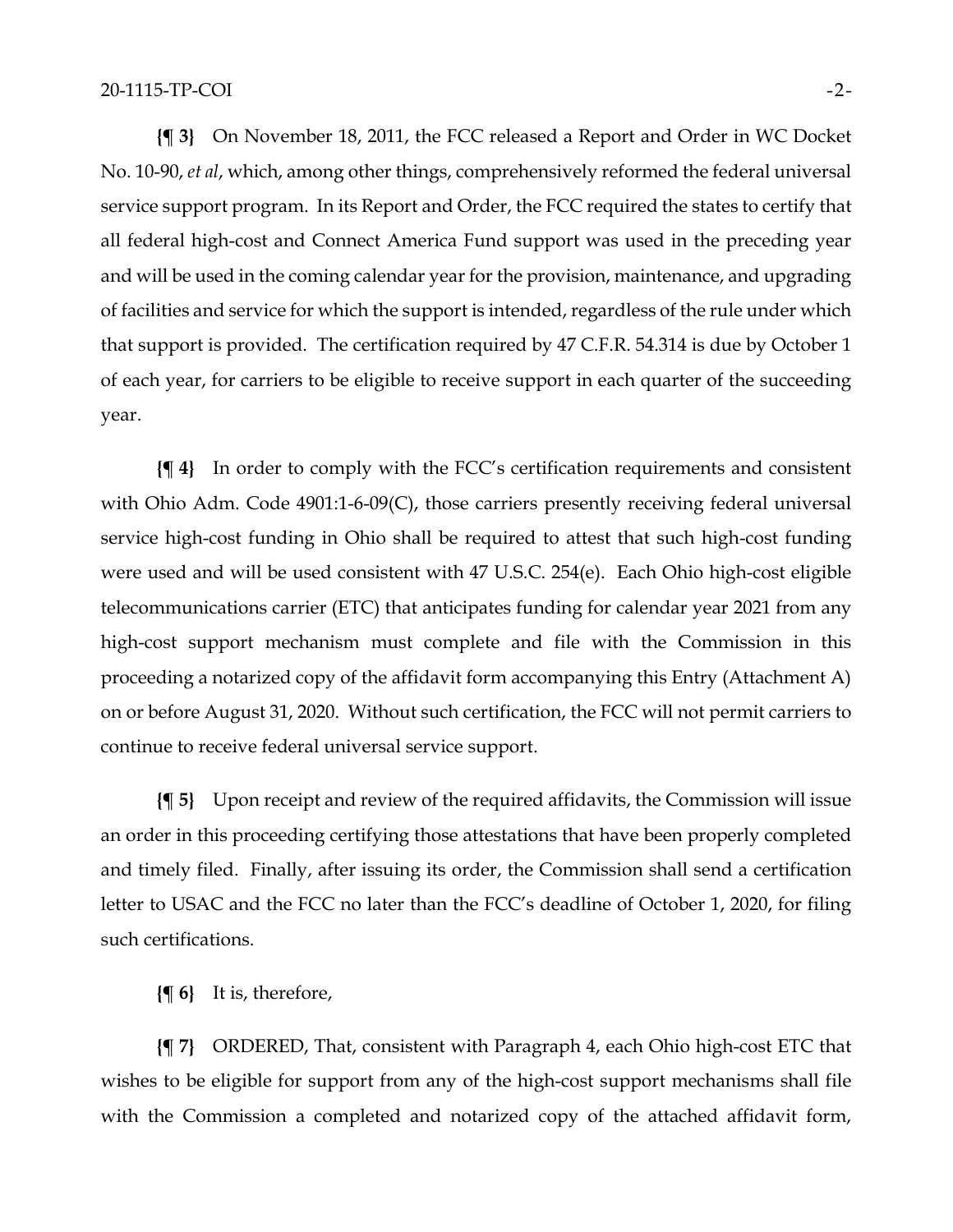**{¶ 3}** On November 18, 2011, the FCC released a Report and Order in WC Docket No. 10-90, *et al*, which, among other things, comprehensively reformed the federal universal service support program. In its Report and Order, the FCC required the states to certify that all federal high-cost and Connect America Fund support was used in the preceding year and will be used in the coming calendar year for the provision, maintenance, and upgrading of facilities and service for which the support is intended, regardless of the rule under which that support is provided. The certification required by 47 C.F.R. 54.314 is due by October 1 of each year, for carriers to be eligible to receive support in each quarter of the succeeding year.

**{¶ 4}** In order to comply with the FCC's certification requirements and consistent with Ohio Adm. Code 4901:1-6-09(C), those carriers presently receiving federal universal service high-cost funding in Ohio shall be required to attest that such high-cost funding were used and will be used consistent with 47 U.S.C. 254(e). Each Ohio high-cost eligible telecommunications carrier (ETC) that anticipates funding for calendar year 2021 from any high-cost support mechanism must complete and file with the Commission in this proceeding a notarized copy of the affidavit form accompanying this Entry (Attachment A) on or before August 31, 2020. Without such certification, the FCC will not permit carriers to continue to receive federal universal service support.

**{¶ 5}** Upon receipt and review of the required affidavits, the Commission will issue an order in this proceeding certifying those attestations that have been properly completed and timely filed. Finally, after issuing its order, the Commission shall send a certification letter to USAC and the FCC no later than the FCC's deadline of October 1, 2020, for filing such certifications.

**{¶ 6}** It is, therefore,

**{¶ 7}** ORDERED, That, consistent with Paragraph 4, each Ohio high-cost ETC that wishes to be eligible for support from any of the high-cost support mechanisms shall file with the Commission a completed and notarized copy of the attached affidavit form,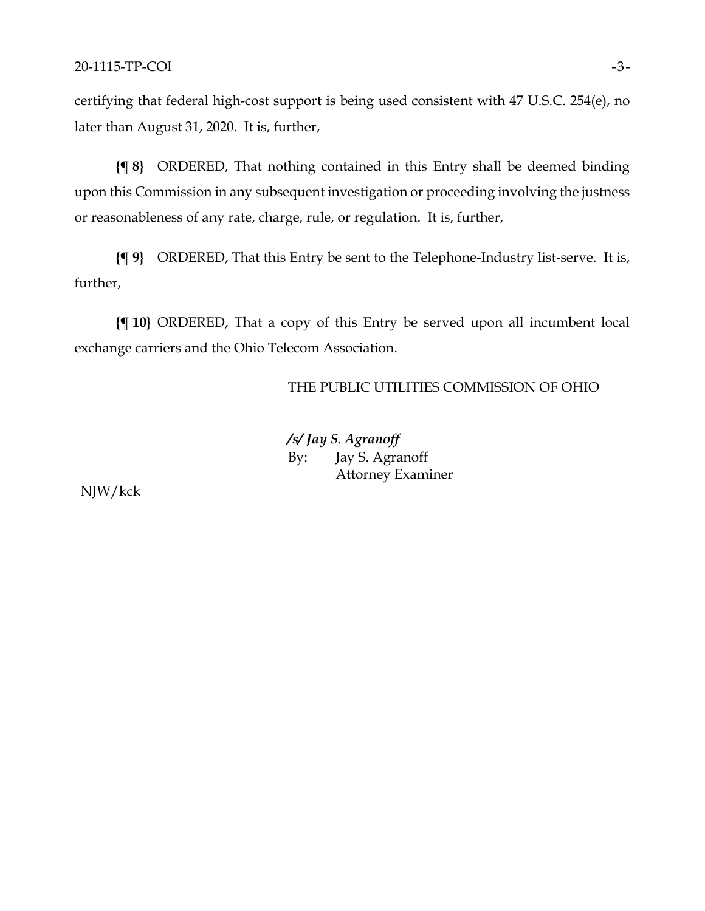certifying that federal high-cost support is being used consistent with 47 U.S.C. 254(e), no later than August 31, 2020. It is, further,

**{¶ 8}** ORDERED, That nothing contained in this Entry shall be deemed binding upon this Commission in any subsequent investigation or proceeding involving the justness or reasonableness of any rate, charge, rule, or regulation. It is, further,

**{¶ 9}** ORDERED, That this Entry be sent to the Telephone-Industry list-serve. It is, further,

**{¶ 10}** ORDERED, That a copy of this Entry be served upon all incumbent local exchange carriers and the Ohio Telecom Association.

THE PUBLIC UTILITIES COMMISSION OF OHIO

***/s/ Jay S. Agranoff***

By: Jay S. Agranoff
Attorney Examiner

NJW/kck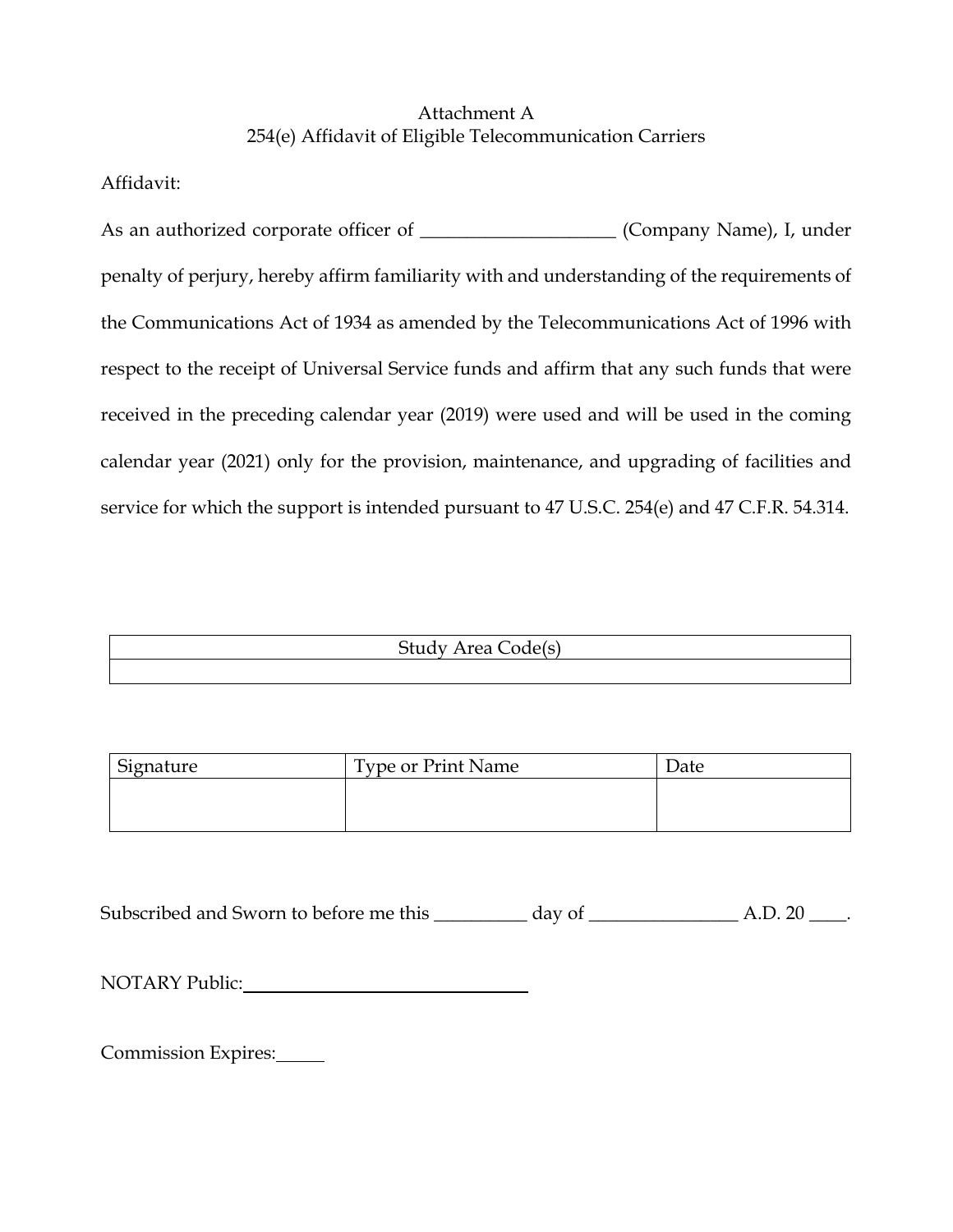Attachment A
254(e) Affidavit of Eligible Telecommunication Carriers

Affidavit:

As an authorized corporate officer of ____________________ (Company Name), I, under penalty of perjury, hereby affirm familiarity with and understanding of the requirements of the Communications Act of 1934 as amended by the Telecommunications Act of 1996 with respect to the receipt of Universal Service funds and affirm that any such funds that were received in the preceding calendar year (2019) were used and will be used in the coming calendar year (2021) only for the provision, maintenance, and upgrading of facilities and service for which the support is intended pursuant to 47 U.S.C. 254(e) and 47 C.F.R. 54.314.

| Study Area Code(s) |
| --- |
| |

| Signature | Type or Print Name | Date |
| --- | --- | --- |
| | | |

Subscribed and Sworn to before me this __________ day of ________________ A.D. 20 ____.

NOTARY Public: ______________________________

Commission Expires: _____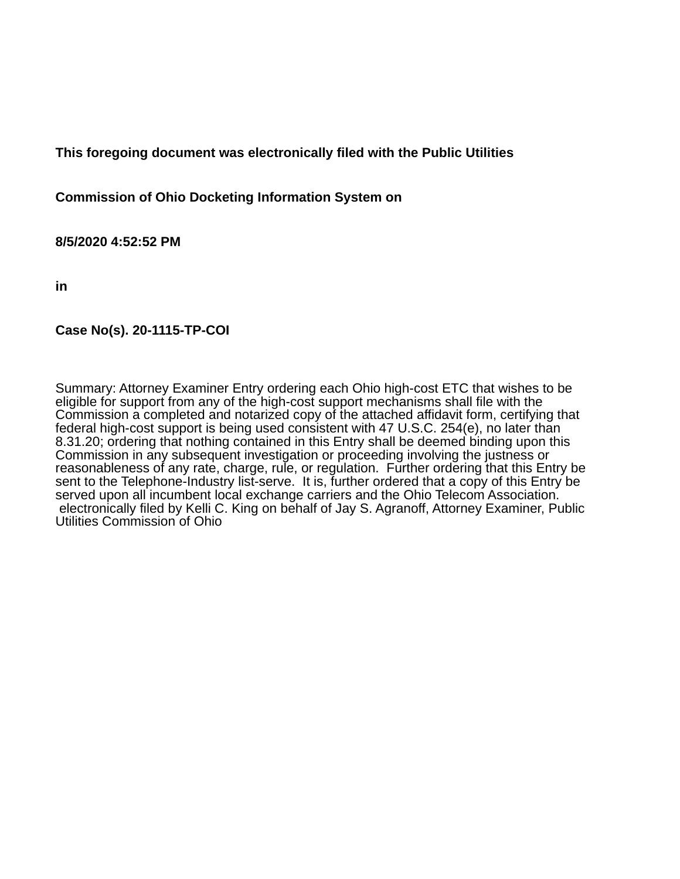**This foregoing document was electronically filed with the Public Utilities**

**Commission of Ohio Docketing Information System on**

**8/5/2020 4:52:52 PM**

**in**

**Case No(s). 20-1115-TP-COI**

Summary: Attorney Examiner Entry ordering each Ohio high-cost ETC that wishes to be eligible for support from any of the high-cost support mechanisms shall file with the Commission a completed and notarized copy of the attached affidavit form, certifying that federal high-cost support is being used consistent with 47 U.S.C. 254(e), no later than 8.31.20; ordering that nothing contained in this Entry shall be deemed binding upon this Commission in any subsequent investigation or proceeding involving the justness or reasonableness of any rate, charge, rule, or regulation. Further ordering that this Entry be sent to the Telephone-Industry list-serve. It is, further ordered that a copy of this Entry be served upon all incumbent local exchange carriers and the Ohio Telecom Association. electronically filed by Kelli C. King on behalf of Jay S. Agranoff, Attorney Examiner, Public Utilities Commission of Ohio